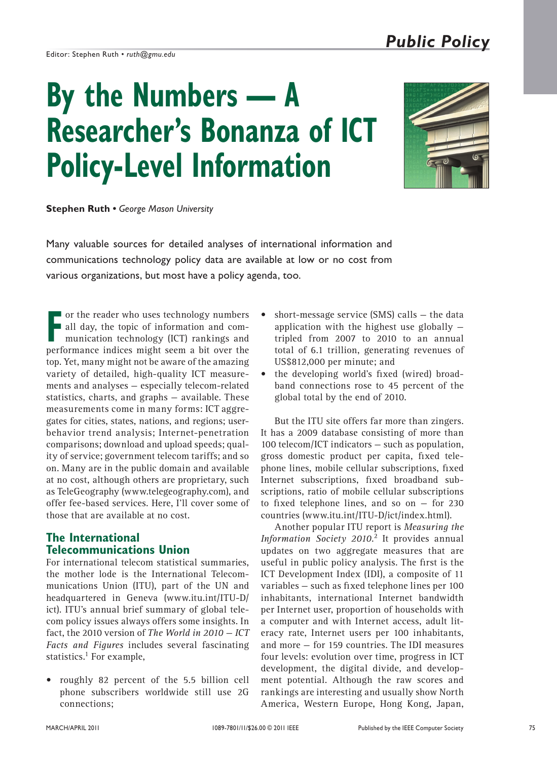Editor: Stephen Ruth • *ruth@gmu.edu*

# By the Numbers — A Researcher's Bonanza of ICT Policy-Level Information

**Stephen Ruth** • *George Mason University*

Many valuable sources for detailed analyses of international information and communications technology policy data are available at low or no cost from various organizations, but most have a policy agenda, too.

For the reader who uses technology numbers all day, the topic of information and communication technology (ICT) rankings and performance indices might seem a bit over the top. Yet, many might not be aware of the amazing variety of detailed, high-quality ICT measurements and analyses — especially telecom-related statistics, charts, and graphs — available. These measurements come in many forms: ICT aggregates for cities, states, nations, and regions; user-behavior trend analysis; Internet-penetration comparisons; download and upload speeds; quality of service; government telecom tariffs; and so on. Many are in the public domain and available at no cost, although others are proprietary, such as TeleGeography (www.telegeography.com), and offer fee-based services. Here, I'll cover some of those that are available at no cost.

## The International Telecommunications Union

For international telecom statistical summaries, the mother lode is the International Telecommunications Union (ITU), part of the UN and headquartered in Geneva (www.itu.int/ITU-D/ict). ITU's annual brief summary of global telecom policy issues always offers some insights. In fact, the 2010 version of *The World in 2010 — ICT Facts and Figures* includes several fascinating statistics.[1] For example,

- roughly 82 percent of the 5.5 billion cell phone subscribers worldwide still use 2G connections;
- short-message service (SMS) calls — the data application with the highest use globally — tripled from 2007 to 2010 to an annual total of 6.1 trillion, generating revenues of US$812,000 per minute; and
- the developing world's fixed (wired) broadband connections rose to 45 percent of the global total by the end of 2010.

But the ITU site offers far more than zingers. It has a 2009 database consisting of more than 100 telecom/ICT indicators — such as population, gross domestic product per capita, fixed telephone lines, mobile cellular subscriptions, fixed Internet subscriptions, fixed broadband subscriptions, ratio of mobile cellular subscriptions to fixed telephone lines, and so on — for 230 countries (www.itu.int/ITU-D/ict/index.html).

Another popular ITU report is *Measuring the Information Society 2010*.[2] It provides annual updates on two aggregate measures that are useful in public policy analysis. The first is the ICT Development Index (IDI), a composite of 11 variables — such as fixed telephone lines per 100 inhabitants, international Internet bandwidth per Internet user, proportion of households with a computer and with Internet access, adult literacy rate, Internet users per 100 inhabitants, and more — for 159 countries. The IDI measures four levels: evolution over time, progress in ICT development, the digital divide, and development potential. Although the raw scores and rankings are interesting and usually show North America, Western Europe, Hong Kong, Japan,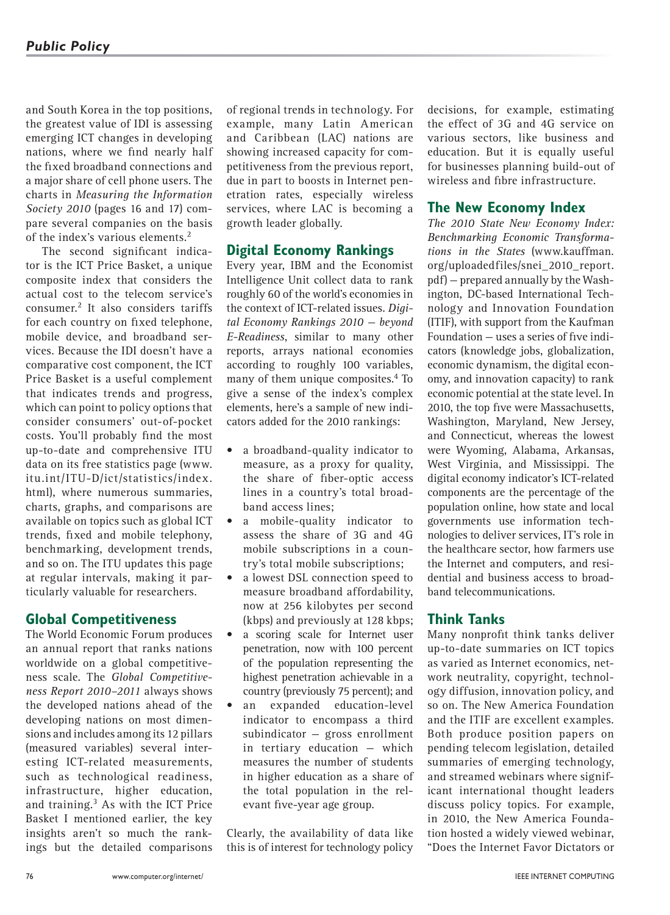and South Korea in the top positions, the greatest value of IDI is assessing emerging ICT changes in developing nations, where we find nearly half the fixed broadband connections and a major share of cell phone users. The charts in *Measuring the Information Society 2010* (pages 16 and 17) compare several companies on the basis of the index's various elements.[2]

The second significant indicator is the ICT Price Basket, a unique composite index that considers the actual cost to the telecom service's consumer.[2] It also considers tariffs for each country on fixed telephone, mobile device, and broadband services. Because the IDI doesn't have a comparative cost component, the ICT Price Basket is a useful complement that indicates trends and progress, which can point to policy options that consider consumers' out-of-pocket costs. You'll probably find the most up-to-date and comprehensive ITU data on its free statistics page (www.itu.int/ITU-D/ict/statistics/index.html), where numerous summaries, charts, graphs, and comparisons are available on topics such as global ICT trends, fixed and mobile telephony, benchmarking, development trends, and so on. The ITU updates this page at regular intervals, making it particularly valuable for researchers.

## Global Competitiveness

The World Economic Forum produces an annual report that ranks nations worldwide on a global competitiveness scale. The *Global Competitiveness Report 2010–2011* always shows the developed nations ahead of the developing nations on most dimensions and includes among its 12 pillars (measured variables) several interesting ICT-related measurements, such as technological readiness, infrastructure, higher education, and training.[3] As with the ICT Price Basket I mentioned earlier, the key insights aren't so much the rankings but the detailed comparisons of regional trends in technology. For example, many Latin American and Caribbean (LAC) nations are showing increased capacity for competitiveness from the previous report, due in part to boosts in Internet penetration rates, especially wireless services, where LAC is becoming a growth leader globally.

## Digital Economy Rankings

Every year, IBM and the Economist Intelligence Unit collect data to rank roughly 60 of the world's economies in the context of ICT-related issues. *Digital Economy Rankings 2010 — beyond E-Readiness*, similar to many other reports, arrays national economies according to roughly 100 variables, many of them unique composites.[4] To give a sense of the index's complex elements, here's a sample of new indicators added for the 2010 rankings:

- a broadband-quality indicator to measure, as a proxy for quality, the share of fiber-optic access lines in a country's total broadband access lines;
- a mobile-quality indicator to assess the share of 3G and 4G mobile subscriptions in a country's total mobile subscriptions;
- a lowest DSL connection speed to measure broadband affordability, now at 256 kilobytes per second (kbps) and previously at 128 kbps;
- a scoring scale for Internet user penetration, now with 100 percent of the population representing the highest penetration achievable in a country (previously 75 percent); and
- an expanded education-level indicator to encompass a third subindicator — gross enrollment in tertiary education — which measures the number of students in higher education as a share of the total population in the relevant five-year age group.

Clearly, the availability of data like this is of interest for technology policy decisions, for example, estimating the effect of 3G and 4G service on various sectors, like business and education. But it is equally useful for businesses planning build-out of wireless and fibre infrastructure.

## The New Economy Index

*The 2010 State New Economy Index: Benchmarking Economic Transformations in the States* (www.kauffman.org/uploadedfiles/snei_2010_report.pdf) — prepared annually by the Washington, DC-based International Technology and Innovation Foundation (ITIF), with support from the Kaufman Foundation — uses a series of five indicators (knowledge jobs, globalization, economic dynamism, the digital economy, and innovation capacity) to rank economic potential at the state level. In 2010, the top five were Massachusetts, Washington, Maryland, New Jersey, and Connecticut, whereas the lowest were Wyoming, Alabama, Arkansas, West Virginia, and Mississippi. The digital economy indicator's ICT-related components are the percentage of the population online, how state and local governments use information technologies to deliver services, IT's role in the healthcare sector, how farmers use the Internet and computers, and residential and business access to broadband telecommunications.

## Think Tanks

Many nonprofit think tanks deliver up-to-date summaries on ICT topics as varied as Internet economics, network neutrality, copyright, technology diffusion, innovation policy, and so on. The New America Foundation and the ITIF are excellent examples. Both produce position papers on pending telecom legislation, detailed summaries of emerging technology, and streamed webinars where significant international thought leaders discuss policy topics. For example, in 2010, the New America Foundation hosted a widely viewed webinar, "Does the Internet Favor Dictators or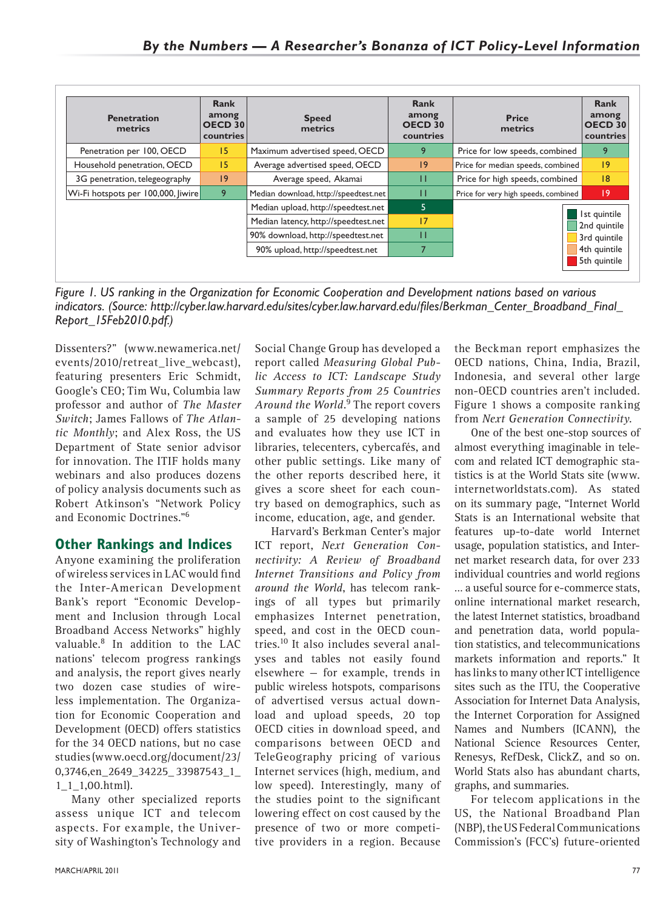| Penetration metrics | Rank among OECD 30 countries | Speed metrics | Rank among OECD 30 countries | Price metrics | Rank among OECD 30 countries |
|---|---|---|---|---|---|
| Penetration per 100, OECD | 15 | Maximum advertised speed, OECD | 9 | Price for low speeds, combined | 9 |
| Household penetration, OECD | 15 | Average advertised speed, OECD | 19 | Price for median speeds, combined | 19 |
| 3G penetration, telegeography | 19 | Average speed, Akamai | 11 | Price for high speeds, combined | 18 |
| Wi-Fi hotspots per 100,000, Jiwire | 9 | Median download, http://speedtest.net | 11 | Price for very high speeds, combined | 19 |
| | | Median upload, http://speedtest.net | 5 | | |
| | | Median latency, http://speedtest.net | 17 | | |
| | | 90% download, http://speedtest.net | 11 | | |
| | | 90% upload, http://speedtest.net | 7 | | |

Legend: 1st quintile, 2nd quintile, 3rd quintile, 4th quintile, 5th quintile

*Figure 1. US ranking in the Organization for Economic Cooperation and Development nations based on various indicators. (Source: http://cyber.law.harvard.edu/sites/cyber.law.harvard.edu/files/Berkman_Center_Broadband_Final_Report_15Feb2010.pdf.)*

Dissenters?" (www.newamerica.net/events/2010/retreat_live_webcast), featuring presenters Eric Schmidt, Google's CEO; Tim Wu, Columbia law professor and author of *The Master Switch*; James Fallows of *The Atlantic Monthly*; and Alex Ross, the US Department of State senior advisor for innovation. The ITIF holds many webinars and also produces dozens of policy analysis documents such as Robert Atkinson's "Network Policy and Economic Doctrines."[6]

## Other Rankings and Indices

Anyone examining the proliferation of wireless services in LAC would find the Inter-American Development Bank's report "Economic Development and Inclusion through Local Broadband Access Networks" highly valuable.[8] In addition to the LAC nations' telecom progress rankings and analysis, the report gives nearly two dozen case studies of wireless implementation. The Organization for Economic Cooperation and Development (OECD) offers statistics for the 34 OECD nations, but no case studies (www.oecd.org/document/23/0,3746,en_2649_34225_33987543_1_1_1_1,00.html).

Many other specialized reports assess unique ICT and telecom aspects. For example, the University of Washington's Technology and Social Change Group has developed a report called *Measuring Global Public Access to ICT: Landscape Study Summary Reports from 25 Countries Around the World*.[9] The report covers a sample of 25 developing nations and evaluates how they use ICT in libraries, telecenters, cybercafés, and other public settings. Like many of the other reports described here, it gives a score sheet for each country based on demographics, such as income, education, age, and gender.

Harvard's Berkman Center's major ICT report, *Next Generation Connectivity: A Review of Broadband Internet Transitions and Policy from around the World*, has telecom rankings of all types but primarily emphasizes Internet penetration, speed, and cost in the OECD countries.[10] It also includes several analyses and tables not easily found elsewhere — for example, trends in public wireless hotspots, comparisons of advertised versus actual download and upload speeds, 20 top OECD cities in download speed, and comparisons between OECD and TeleGeography pricing of various Internet services (high, medium, and low speed). Interestingly, many of the studies point to the significant lowering effect on cost caused by the presence of two or more competitive providers in a region. Because the Beckman report emphasizes the OECD nations, China, India, Brazil, Indonesia, and several other large non-OECD countries aren't included. Figure 1 shows a composite ranking from *Next Generation Connectivity*.

One of the best one-stop sources of almost everything imaginable in telecom and related ICT demographic statistics is at the World Stats site (www.internetworldstats.com). As stated on its summary page, "Internet World Stats is an International website that features up-to-date world Internet usage, population statistics, and Internet market research data, for over 233 individual countries and world regions … a useful source for e-commerce stats, online international market research, the latest Internet statistics, broadband and penetration data, world population statistics, and telecommunications markets information and reports." It has links to many other ICT intelligence sites such as the ITU, the Cooperative Association for Internet Data Analysis, the Internet Corporation for Assigned Names and Numbers (ICANN), the National Science Resources Center, Renesys, RefDesk, ClickZ, and so on. World Stats also has abundant charts, graphs, and summaries.

For telecom applications in the US, the National Broadband Plan (NBP), the US Federal Communications Commission's (FCC's) future-oriented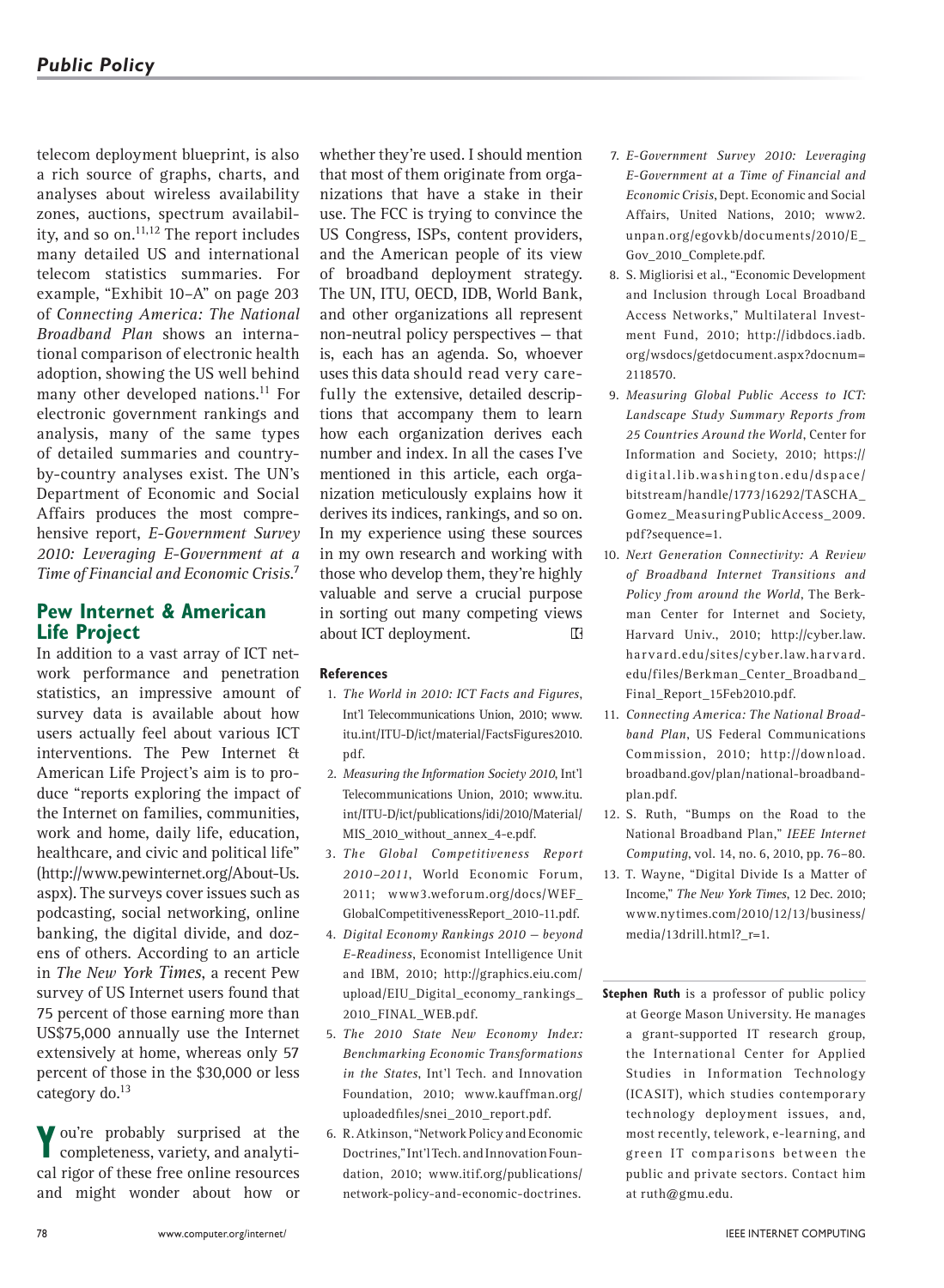telecom deployment blueprint, is also a rich source of graphs, charts, and analyses about wireless availability zones, auctions, spectrum availability, and so on.[11,12] The report includes many detailed US and international telecom statistics summaries. For example, "Exhibit 10–A" on page 203 of *Connecting America: The National Broadband Plan* shows an international comparison of electronic health adoption, showing the US well behind many other developed nations.[11] For electronic government rankings and analysis, many of the same types of detailed summaries and country-by-country analyses exist. The UN's Department of Economic and Social Affairs produces the most comprehensive report, *E-Government Survey 2010: Leveraging E-Government at a Time of Financial and Economic Crisis*.[7]

## Pew Internet & American Life Project

In addition to a vast array of ICT network performance and penetration statistics, an impressive amount of survey data is available about how users actually feel about various ICT interventions. The Pew Internet & American Life Project's aim is to produce "reports exploring the impact of the Internet on families, communities, work and home, daily life, education, healthcare, and civic and political life" (http://www.pewinternet.org/About-Us.aspx). The surveys cover issues such as podcasting, social networking, online banking, the digital divide, and dozens of others. According to an article in *The New York Times*, a recent Pew survey of US Internet users found that 75 percent of those earning more than US$75,000 annually use the Internet extensively at home, whereas only 57 percent of those in the $30,000 or less category do.[13]

You're probably surprised at the completeness, variety, and analytical rigor of these free online resources and might wonder about how or whether they're used. I should mention that most of them originate from organizations that have a stake in their use. The FCC is trying to convince the US Congress, ISPs, content providers, and the American people of its view of broadband deployment strategy. The UN, ITU, OECD, IDB, World Bank, and other organizations all represent non-neutral policy perspectives — that is, each has an agenda. So, whoever uses this data should read very carefully the extensive, detailed descriptions that accompany them to learn how each organization derives each number and index. In all the cases I've mentioned in this article, each organization meticulously explains how it derives its indices, rankings, and so on. In my experience using these sources in my own research and working with those who develop them, they're highly valuable and serve a crucial purpose in sorting out many competing views about ICT deployment.

### References

1. *The World in 2010: ICT Facts and Figures*, Int'l Telecommunications Union, 2010; www.itu.int/ITU-D/ict/material/FactsFigures2010.pdf.
2. *Measuring the Information Society 2010*, Int'l Telecommunications Union, 2010; www.itu.int/ITU-D/ict/publications/idi/2010/Material/MIS_2010_without_annex_4-e.pdf.
3. *The Global Competitiveness Report 2010–2011*, World Economic Forum, 2011; www3.weforum.org/docs/WEF_GlobalCompetitivenessReport_2010-11.pdf.
4. *Digital Economy Rankings 2010 — beyond E-Readiness*, Economist Intelligence Unit and IBM, 2010; http://graphics.eiu.com/upload/EIU_Digital_economy_rankings_2010_FINAL_WEB.pdf.
5. *The 2010 State New Economy Index: Benchmarking Economic Transformations in the States*, Int'l Tech. and Innovation Foundation, 2010; www.kauffman.org/uploadedfiles/snei_2010_report.pdf.
6. R. Atkinson, "Network Policy and Economic Doctrines," Int'l Tech. and Innovation Foundation, 2010; www.itif.org/publications/network-policy-and-economic-doctrines.
7. *E-Government Survey 2010: Leveraging E-Government at a Time of Financial and Economic Crisis*, Dept. Economic and Social Affairs, United Nations, 2010; www2.unpan.org/egovkb/documents/2010/E_Gov_2010_Complete.pdf.
8. S. Migliorisi et al., "Economic Development and Inclusion through Local Broadband Access Networks," Multilateral Investment Fund, 2010; http://idbdocs.iadb.org/wsdocs/getdocument.aspx?docnum=2118570.
9. *Measuring Global Public Access to ICT: Landscape Study Summary Reports from 25 Countries Around the World*, Center for Information and Society, 2010; https://digital.lib.washington.edu/dspace/bitstream/handle/1773/16292/TASCHA_Gomez_MeasuringPublicAccess_2009.pdf?sequence=1.
10. *Next Generation Connectivity: A Review of Broadband Internet Transitions and Policy from around the World*, The Berkman Center for Internet and Society, Harvard Univ., 2010; http://cyber.law.harvard.edu/sites/cyber.law.harvard.edu/files/Berkman_Center_Broadband_Final_Report_15Feb2010.pdf.
11. *Connecting America: The National Broadband Plan*, US Federal Communications Commission, 2010; http://download.broadband.gov/plan/national-broadband-plan.pdf.
12. S. Ruth, "Bumps on the Road to the National Broadband Plan," *IEEE Internet Computing*, vol. 14, no. 6, 2010, pp. 76–80.
13. T. Wayne, "Digital Divide Is a Matter of Income," *The New York Times*, 12 Dec. 2010; www.nytimes.com/2010/12/13/business/media/13drill.html?_r=1.

**Stephen Ruth** is a professor of public policy at George Mason University. He manages a grant-supported IT research group, the International Center for Applied Studies in Information Technology (ICASIT), which studies contemporary technology deployment issues, and, most recently, telework, e-learning, and green IT comparisons between the public and private sectors. Contact him at ruth@gmu.edu.